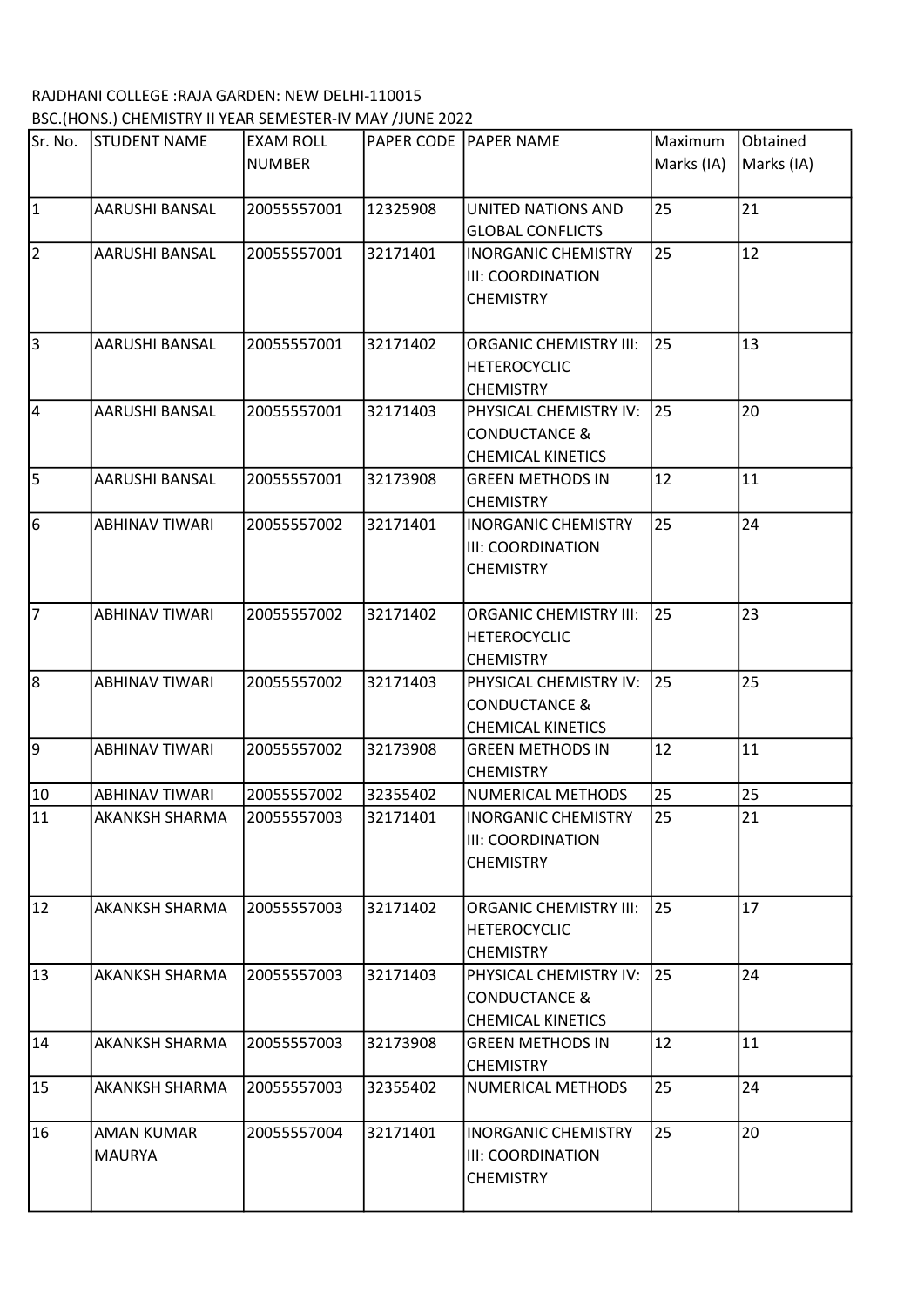RAJDHANI COLLEGE :RAJA GARDEN: NEW DELHI-110015

BSC.(HONS.) CHEMISTRY II YEAR SEMESTER-IV MAY /JUNE 2022

| Sr. No. | STUDENT NAME | EXAM ROLL NUMBER | PAPER CODE | PAPER NAME | Maximum Marks (IA) | Obtained Marks (IA) |
|---|---|---|---|---|---|---|
| 1 | AARUSHI BANSAL | 20055557001 | 12325908 | UNITED NATIONS AND GLOBAL CONFLICTS | 25 | 21 |
| 2 | AARUSHI BANSAL | 20055557001 | 32171401 | INORGANIC CHEMISTRY III: COORDINATION CHEMISTRY | 25 | 12 |
| 3 | AARUSHI BANSAL | 20055557001 | 32171402 | ORGANIC CHEMISTRY III: HETEROCYCLIC CHEMISTRY | 25 | 13 |
| 4 | AARUSHI BANSAL | 20055557001 | 32171403 | PHYSICAL CHEMISTRY IV: CONDUCTANCE & CHEMICAL KINETICS | 25 | 20 |
| 5 | AARUSHI BANSAL | 20055557001 | 32173908 | GREEN METHODS IN CHEMISTRY | 12 | 11 |
| 6 | ABHINAV TIWARI | 20055557002 | 32171401 | INORGANIC CHEMISTRY III: COORDINATION CHEMISTRY | 25 | 24 |
| 7 | ABHINAV TIWARI | 20055557002 | 32171402 | ORGANIC CHEMISTRY III: HETEROCYCLIC CHEMISTRY | 25 | 23 |
| 8 | ABHINAV TIWARI | 20055557002 | 32171403 | PHYSICAL CHEMISTRY IV: CONDUCTANCE & CHEMICAL KINETICS | 25 | 25 |
| 9 | ABHINAV TIWARI | 20055557002 | 32173908 | GREEN METHODS IN CHEMISTRY | 12 | 11 |
| 10 | ABHINAV TIWARI | 20055557002 | 32355402 | NUMERICAL METHODS | 25 | 25 |
| 11 | AKANKSH SHARMA | 20055557003 | 32171401 | INORGANIC CHEMISTRY III: COORDINATION CHEMISTRY | 25 | 21 |
| 12 | AKANKSH SHARMA | 20055557003 | 32171402 | ORGANIC CHEMISTRY III: HETEROCYCLIC CHEMISTRY | 25 | 17 |
| 13 | AKANKSH SHARMA | 20055557003 | 32171403 | PHYSICAL CHEMISTRY IV: CONDUCTANCE & CHEMICAL KINETICS | 25 | 24 |
| 14 | AKANKSH SHARMA | 20055557003 | 32173908 | GREEN METHODS IN CHEMISTRY | 12 | 11 |
| 15 | AKANKSH SHARMA | 20055557003 | 32355402 | NUMERICAL METHODS | 25 | 24 |
| 16 | AMAN KUMAR MAURYA | 20055557004 | 32171401 | INORGANIC CHEMISTRY III: COORDINATION CHEMISTRY | 25 | 20 |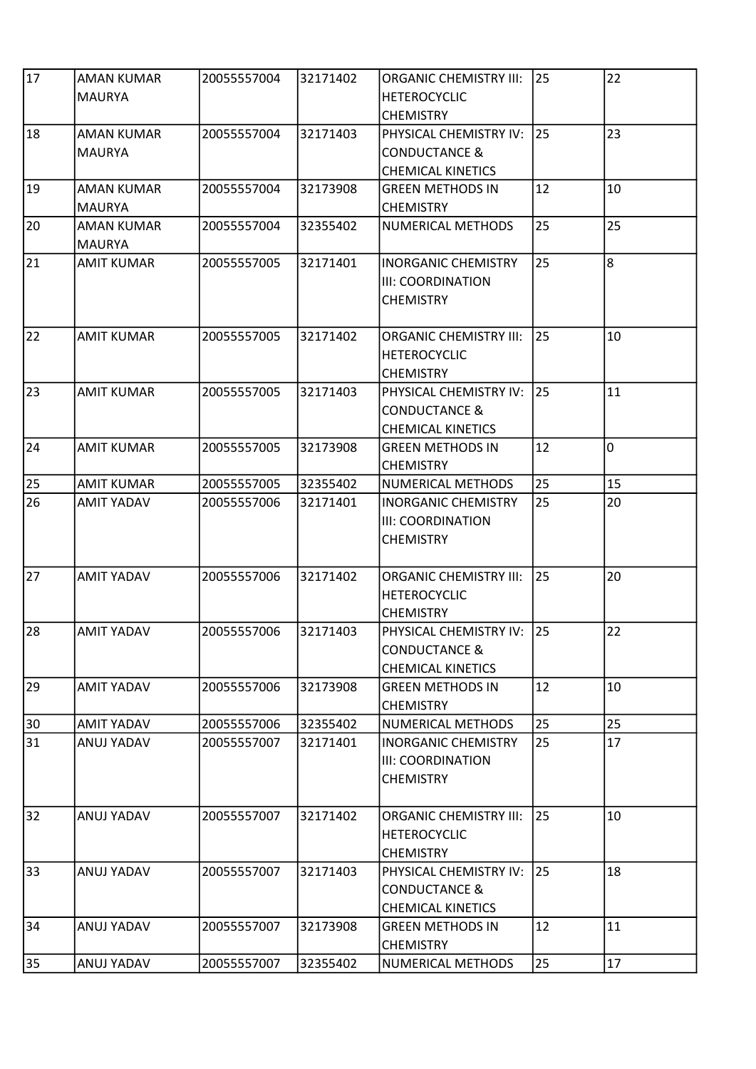| 17 | AMAN KUMAR MAURYA | 20055557004 | 32171402 | ORGANIC CHEMISTRY III: HETEROCYCLIC CHEMISTRY | 25 | 22 |
|---|---|---|---|---|---|---|
| 18 | AMAN KUMAR MAURYA | 20055557004 | 32171403 | PHYSICAL CHEMISTRY IV: CONDUCTANCE & CHEMICAL KINETICS | 25 | 23 |
| 19 | AMAN KUMAR MAURYA | 20055557004 | 32173908 | GREEN METHODS IN CHEMISTRY | 12 | 10 |
| 20 | AMAN KUMAR MAURYA | 20055557004 | 32355402 | NUMERICAL METHODS | 25 | 25 |
| 21 | AMIT KUMAR | 20055557005 | 32171401 | INORGANIC CHEMISTRY III: COORDINATION CHEMISTRY | 25 | 8 |
| 22 | AMIT KUMAR | 20055557005 | 32171402 | ORGANIC CHEMISTRY III: HETEROCYCLIC CHEMISTRY | 25 | 10 |
| 23 | AMIT KUMAR | 20055557005 | 32171403 | PHYSICAL CHEMISTRY IV: CONDUCTANCE & CHEMICAL KINETICS | 25 | 11 |
| 24 | AMIT KUMAR | 20055557005 | 32173908 | GREEN METHODS IN CHEMISTRY | 12 | 0 |
| 25 | AMIT KUMAR | 20055557005 | 32355402 | NUMERICAL METHODS | 25 | 15 |
| 26 | AMIT YADAV | 20055557006 | 32171401 | INORGANIC CHEMISTRY III: COORDINATION CHEMISTRY | 25 | 20 |
| 27 | AMIT YADAV | 20055557006 | 32171402 | ORGANIC CHEMISTRY III: HETEROCYCLIC CHEMISTRY | 25 | 20 |
| 28 | AMIT YADAV | 20055557006 | 32171403 | PHYSICAL CHEMISTRY IV: CONDUCTANCE & CHEMICAL KINETICS | 25 | 22 |
| 29 | AMIT YADAV | 20055557006 | 32173908 | GREEN METHODS IN CHEMISTRY | 12 | 10 |
| 30 | AMIT YADAV | 20055557006 | 32355402 | NUMERICAL METHODS | 25 | 25 |
| 31 | ANUJ YADAV | 20055557007 | 32171401 | INORGANIC CHEMISTRY III: COORDINATION CHEMISTRY | 25 | 17 |
| 32 | ANUJ YADAV | 20055557007 | 32171402 | ORGANIC CHEMISTRY III: HETEROCYCLIC CHEMISTRY | 25 | 10 |
| 33 | ANUJ YADAV | 20055557007 | 32171403 | PHYSICAL CHEMISTRY IV: CONDUCTANCE & CHEMICAL KINETICS | 25 | 18 |
| 34 | ANUJ YADAV | 20055557007 | 32173908 | GREEN METHODS IN CHEMISTRY | 12 | 11 |
| 35 | ANUJ YADAV | 20055557007 | 32355402 | NUMERICAL METHODS | 25 | 17 |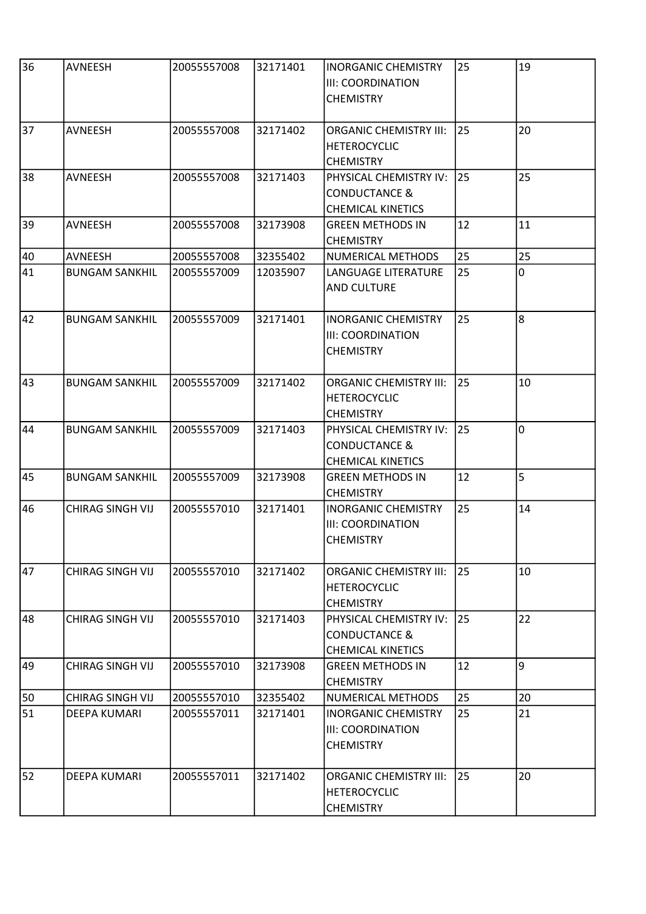| 36 | AVNEESH | 20055557008 | 32171401 | INORGANIC CHEMISTRY III: COORDINATION CHEMISTRY | 25 | 19 |
|---|---|---|---|---|---|---|
| 37 | AVNEESH | 20055557008 | 32171402 | ORGANIC CHEMISTRY III: HETEROCYCLIC CHEMISTRY | 25 | 20 |
| 38 | AVNEESH | 20055557008 | 32171403 | PHYSICAL CHEMISTRY IV: CONDUCTANCE & CHEMICAL KINETICS | 25 | 25 |
| 39 | AVNEESH | 20055557008 | 32173908 | GREEN METHODS IN CHEMISTRY | 12 | 11 |
| 40 | AVNEESH | 20055557008 | 32355402 | NUMERICAL METHODS | 25 | 25 |
| 41 | BUNGAM SANKHIL | 20055557009 | 12035907 | LANGUAGE LITERATURE AND CULTURE | 25 | 0 |
| 42 | BUNGAM SANKHIL | 20055557009 | 32171401 | INORGANIC CHEMISTRY III: COORDINATION CHEMISTRY | 25 | 8 |
| 43 | BUNGAM SANKHIL | 20055557009 | 32171402 | ORGANIC CHEMISTRY III: HETEROCYCLIC CHEMISTRY | 25 | 10 |
| 44 | BUNGAM SANKHIL | 20055557009 | 32171403 | PHYSICAL CHEMISTRY IV: CONDUCTANCE & CHEMICAL KINETICS | 25 | 0 |
| 45 | BUNGAM SANKHIL | 20055557009 | 32173908 | GREEN METHODS IN CHEMISTRY | 12 | 5 |
| 46 | CHIRAG SINGH VIJ | 20055557010 | 32171401 | INORGANIC CHEMISTRY III: COORDINATION CHEMISTRY | 25 | 14 |
| 47 | CHIRAG SINGH VIJ | 20055557010 | 32171402 | ORGANIC CHEMISTRY III: HETEROCYCLIC CHEMISTRY | 25 | 10 |
| 48 | CHIRAG SINGH VIJ | 20055557010 | 32171403 | PHYSICAL CHEMISTRY IV: CONDUCTANCE & CHEMICAL KINETICS | 25 | 22 |
| 49 | CHIRAG SINGH VIJ | 20055557010 | 32173908 | GREEN METHODS IN CHEMISTRY | 12 | 9 |
| 50 | CHIRAG SINGH VIJ | 20055557010 | 32355402 | NUMERICAL METHODS | 25 | 20 |
| 51 | DEEPA KUMARI | 20055557011 | 32171401 | INORGANIC CHEMISTRY III: COORDINATION CHEMISTRY | 25 | 21 |
| 52 | DEEPA KUMARI | 20055557011 | 32171402 | ORGANIC CHEMISTRY III: HETEROCYCLIC CHEMISTRY | 25 | 20 |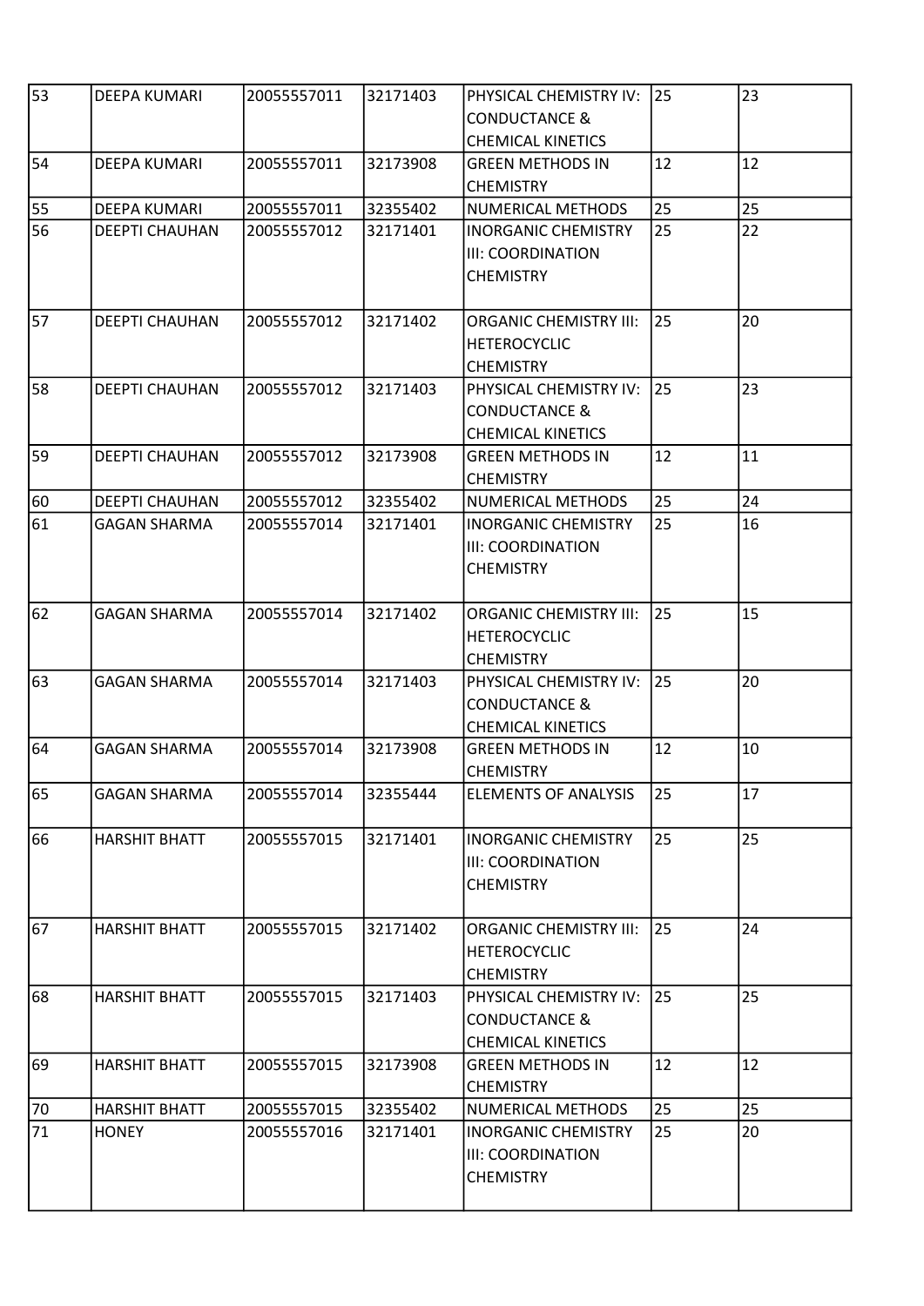| 53 | DEEPA KUMARI | 20055557011 | 32171403 | PHYSICAL CHEMISTRY IV: CONDUCTANCE & CHEMICAL KINETICS | 25 | 23 |
|---|---|---|---|---|---|---|
| 54 | DEEPA KUMARI | 20055557011 | 32173908 | GREEN METHODS IN CHEMISTRY | 12 | 12 |
| 55 | DEEPA KUMARI | 20055557011 | 32355402 | NUMERICAL METHODS | 25 | 25 |
| 56 | DEEPTI CHAUHAN | 20055557012 | 32171401 | INORGANIC CHEMISTRY III: COORDINATION CHEMISTRY | 25 | 22 |
| 57 | DEEPTI CHAUHAN | 20055557012 | 32171402 | ORGANIC CHEMISTRY III: HETEROCYCLIC CHEMISTRY | 25 | 20 |
| 58 | DEEPTI CHAUHAN | 20055557012 | 32171403 | PHYSICAL CHEMISTRY IV: CONDUCTANCE & CHEMICAL KINETICS | 25 | 23 |
| 59 | DEEPTI CHAUHAN | 20055557012 | 32173908 | GREEN METHODS IN CHEMISTRY | 12 | 11 |
| 60 | DEEPTI CHAUHAN | 20055557012 | 32355402 | NUMERICAL METHODS | 25 | 24 |
| 61 | GAGAN SHARMA | 20055557014 | 32171401 | INORGANIC CHEMISTRY III: COORDINATION CHEMISTRY | 25 | 16 |
| 62 | GAGAN SHARMA | 20055557014 | 32171402 | ORGANIC CHEMISTRY III: HETEROCYCLIC CHEMISTRY | 25 | 15 |
| 63 | GAGAN SHARMA | 20055557014 | 32171403 | PHYSICAL CHEMISTRY IV: CONDUCTANCE & CHEMICAL KINETICS | 25 | 20 |
| 64 | GAGAN SHARMA | 20055557014 | 32173908 | GREEN METHODS IN CHEMISTRY | 12 | 10 |
| 65 | GAGAN SHARMA | 20055557014 | 32355444 | ELEMENTS OF ANALYSIS | 25 | 17 |
| 66 | HARSHIT BHATT | 20055557015 | 32171401 | INORGANIC CHEMISTRY III: COORDINATION CHEMISTRY | 25 | 25 |
| 67 | HARSHIT BHATT | 20055557015 | 32171402 | ORGANIC CHEMISTRY III: HETEROCYCLIC CHEMISTRY | 25 | 24 |
| 68 | HARSHIT BHATT | 20055557015 | 32171403 | PHYSICAL CHEMISTRY IV: CONDUCTANCE & CHEMICAL KINETICS | 25 | 25 |
| 69 | HARSHIT BHATT | 20055557015 | 32173908 | GREEN METHODS IN CHEMISTRY | 12 | 12 |
| 70 | HARSHIT BHATT | 20055557015 | 32355402 | NUMERICAL METHODS | 25 | 25 |
| 71 | HONEY | 20055557016 | 32171401 | INORGANIC CHEMISTRY III: COORDINATION CHEMISTRY | 25 | 20 |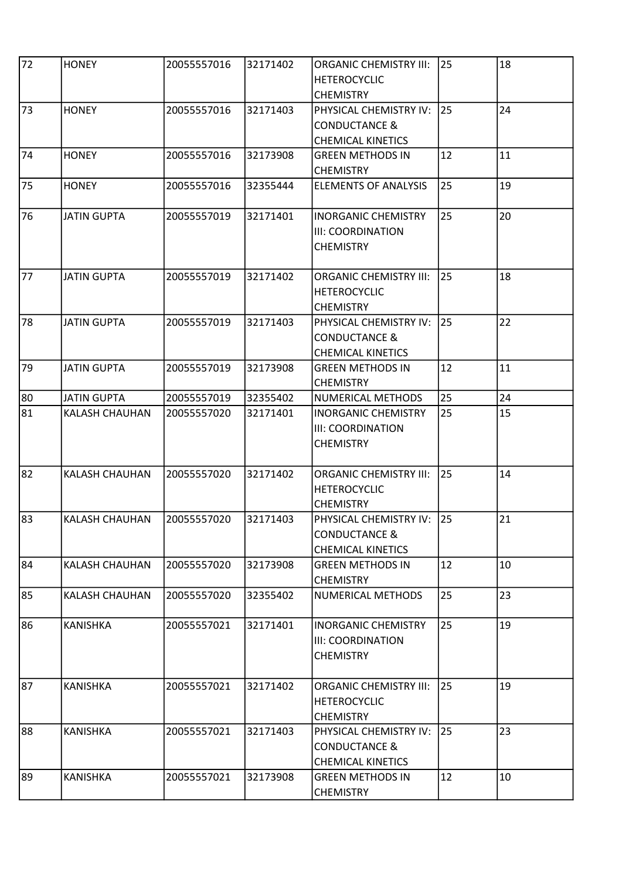| 72 | HONEY | 20055557016 | 32171402 | ORGANIC CHEMISTRY III: HETEROCYCLIC CHEMISTRY | 25 | 18 |
|---|---|---|---|---|---|---|
| 73 | HONEY | 20055557016 | 32171403 | PHYSICAL CHEMISTRY IV: CONDUCTANCE & CHEMICAL KINETICS | 25 | 24 |
| 74 | HONEY | 20055557016 | 32173908 | GREEN METHODS IN CHEMISTRY | 12 | 11 |
| 75 | HONEY | 20055557016 | 32355444 | ELEMENTS OF ANALYSIS | 25 | 19 |
| 76 | JATIN GUPTA | 20055557019 | 32171401 | INORGANIC CHEMISTRY III: COORDINATION CHEMISTRY | 25 | 20 |
| 77 | JATIN GUPTA | 20055557019 | 32171402 | ORGANIC CHEMISTRY III: HETEROCYCLIC CHEMISTRY | 25 | 18 |
| 78 | JATIN GUPTA | 20055557019 | 32171403 | PHYSICAL CHEMISTRY IV: CONDUCTANCE & CHEMICAL KINETICS | 25 | 22 |
| 79 | JATIN GUPTA | 20055557019 | 32173908 | GREEN METHODS IN CHEMISTRY | 12 | 11 |
| 80 | JATIN GUPTA | 20055557019 | 32355402 | NUMERICAL METHODS | 25 | 24 |
| 81 | KALASH CHAUHAN | 20055557020 | 32171401 | INORGANIC CHEMISTRY III: COORDINATION CHEMISTRY | 25 | 15 |
| 82 | KALASH CHAUHAN | 20055557020 | 32171402 | ORGANIC CHEMISTRY III: HETEROCYCLIC CHEMISTRY | 25 | 14 |
| 83 | KALASH CHAUHAN | 20055557020 | 32171403 | PHYSICAL CHEMISTRY IV: CONDUCTANCE & CHEMICAL KINETICS | 25 | 21 |
| 84 | KALASH CHAUHAN | 20055557020 | 32173908 | GREEN METHODS IN CHEMISTRY | 12 | 10 |
| 85 | KALASH CHAUHAN | 20055557020 | 32355402 | NUMERICAL METHODS | 25 | 23 |
| 86 | KANISHKA | 20055557021 | 32171401 | INORGANIC CHEMISTRY III: COORDINATION CHEMISTRY | 25 | 19 |
| 87 | KANISHKA | 20055557021 | 32171402 | ORGANIC CHEMISTRY III: HETEROCYCLIC CHEMISTRY | 25 | 19 |
| 88 | KANISHKA | 20055557021 | 32171403 | PHYSICAL CHEMISTRY IV: CONDUCTANCE & CHEMICAL KINETICS | 25 | 23 |
| 89 | KANISHKA | 20055557021 | 32173908 | GREEN METHODS IN CHEMISTRY | 12 | 10 |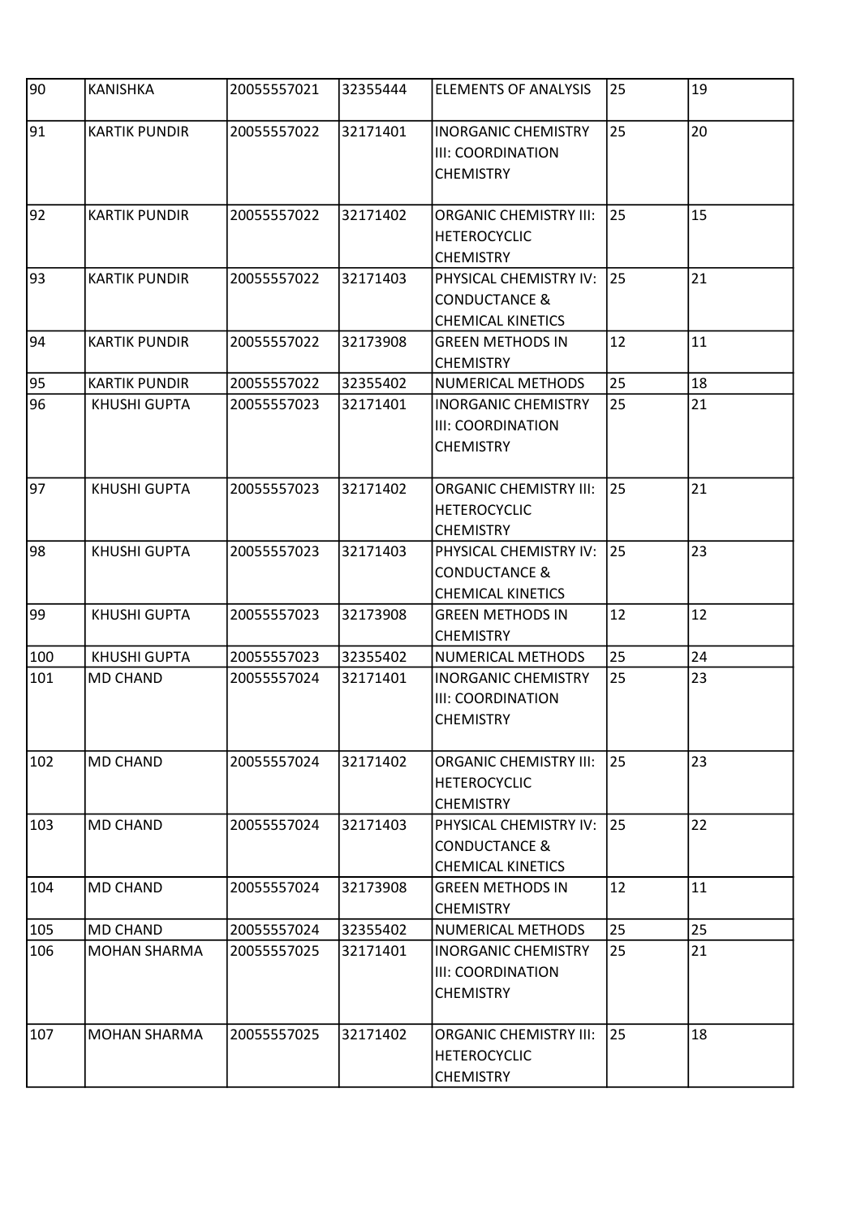| 90 | KANISHKA | 20055557021 | 32355444 | ELEMENTS OF ANALYSIS | 25 | 19 |
|---|---|---|---|---|---|---|
| 91 | KARTIK PUNDIR | 20055557022 | 32171401 | INORGANIC CHEMISTRY III: COORDINATION CHEMISTRY | 25 | 20 |
| 92 | KARTIK PUNDIR | 20055557022 | 32171402 | ORGANIC CHEMISTRY III: HETEROCYCLIC CHEMISTRY | 25 | 15 |
| 93 | KARTIK PUNDIR | 20055557022 | 32171403 | PHYSICAL CHEMISTRY IV: CONDUCTANCE & CHEMICAL KINETICS | 25 | 21 |
| 94 | KARTIK PUNDIR | 20055557022 | 32173908 | GREEN METHODS IN CHEMISTRY | 12 | 11 |
| 95 | KARTIK PUNDIR | 20055557022 | 32355402 | NUMERICAL METHODS | 25 | 18 |
| 96 | KHUSHI GUPTA | 20055557023 | 32171401 | INORGANIC CHEMISTRY III: COORDINATION CHEMISTRY | 25 | 21 |
| 97 | KHUSHI GUPTA | 20055557023 | 32171402 | ORGANIC CHEMISTRY III: HETEROCYCLIC CHEMISTRY | 25 | 21 |
| 98 | KHUSHI GUPTA | 20055557023 | 32171403 | PHYSICAL CHEMISTRY IV: CONDUCTANCE & CHEMICAL KINETICS | 25 | 23 |
| 99 | KHUSHI GUPTA | 20055557023 | 32173908 | GREEN METHODS IN CHEMISTRY | 12 | 12 |
| 100 | KHUSHI GUPTA | 20055557023 | 32355402 | NUMERICAL METHODS | 25 | 24 |
| 101 | MD CHAND | 20055557024 | 32171401 | INORGANIC CHEMISTRY III: COORDINATION CHEMISTRY | 25 | 23 |
| 102 | MD CHAND | 20055557024 | 32171402 | ORGANIC CHEMISTRY III: HETEROCYCLIC CHEMISTRY | 25 | 23 |
| 103 | MD CHAND | 20055557024 | 32171403 | PHYSICAL CHEMISTRY IV: CONDUCTANCE & CHEMICAL KINETICS | 25 | 22 |
| 104 | MD CHAND | 20055557024 | 32173908 | GREEN METHODS IN CHEMISTRY | 12 | 11 |
| 105 | MD CHAND | 20055557024 | 32355402 | NUMERICAL METHODS | 25 | 25 |
| 106 | MOHAN SHARMA | 20055557025 | 32171401 | INORGANIC CHEMISTRY III: COORDINATION CHEMISTRY | 25 | 21 |
| 107 | MOHAN SHARMA | 20055557025 | 32171402 | ORGANIC CHEMISTRY III: HETEROCYCLIC CHEMISTRY | 25 | 18 |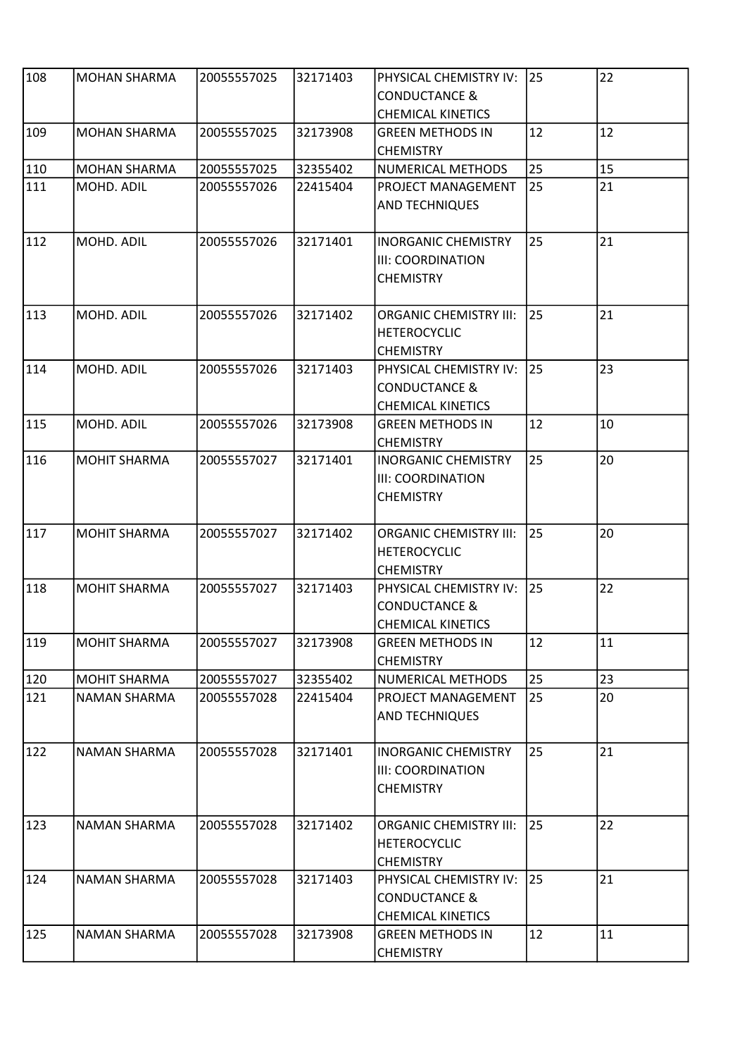| 108 | MOHAN SHARMA | 20055557025 | 32171403 | PHYSICAL CHEMISTRY IV: CONDUCTANCE & CHEMICAL KINETICS | 25 | 22 |
|---|---|---|---|---|---|---|
| 109 | MOHAN SHARMA | 20055557025 | 32173908 | GREEN METHODS IN CHEMISTRY | 12 | 12 |
| 110 | MOHAN SHARMA | 20055557025 | 32355402 | NUMERICAL METHODS | 25 | 15 |
| 111 | MOHD. ADIL | 20055557026 | 22415404 | PROJECT MANAGEMENT AND TECHNIQUES | 25 | 21 |
| 112 | MOHD. ADIL | 20055557026 | 32171401 | INORGANIC CHEMISTRY III: COORDINATION CHEMISTRY | 25 | 21 |
| 113 | MOHD. ADIL | 20055557026 | 32171402 | ORGANIC CHEMISTRY III: HETEROCYCLIC CHEMISTRY | 25 | 21 |
| 114 | MOHD. ADIL | 20055557026 | 32171403 | PHYSICAL CHEMISTRY IV: CONDUCTANCE & CHEMICAL KINETICS | 25 | 23 |
| 115 | MOHD. ADIL | 20055557026 | 32173908 | GREEN METHODS IN CHEMISTRY | 12 | 10 |
| 116 | MOHIT SHARMA | 20055557027 | 32171401 | INORGANIC CHEMISTRY III: COORDINATION CHEMISTRY | 25 | 20 |
| 117 | MOHIT SHARMA | 20055557027 | 32171402 | ORGANIC CHEMISTRY III: HETEROCYCLIC CHEMISTRY | 25 | 20 |
| 118 | MOHIT SHARMA | 20055557027 | 32171403 | PHYSICAL CHEMISTRY IV: CONDUCTANCE & CHEMICAL KINETICS | 25 | 22 |
| 119 | MOHIT SHARMA | 20055557027 | 32173908 | GREEN METHODS IN CHEMISTRY | 12 | 11 |
| 120 | MOHIT SHARMA | 20055557027 | 32355402 | NUMERICAL METHODS | 25 | 23 |
| 121 | NAMAN SHARMA | 20055557028 | 22415404 | PROJECT MANAGEMENT AND TECHNIQUES | 25 | 20 |
| 122 | NAMAN SHARMA | 20055557028 | 32171401 | INORGANIC CHEMISTRY III: COORDINATION CHEMISTRY | 25 | 21 |
| 123 | NAMAN SHARMA | 20055557028 | 32171402 | ORGANIC CHEMISTRY III: HETEROCYCLIC CHEMISTRY | 25 | 22 |
| 124 | NAMAN SHARMA | 20055557028 | 32171403 | PHYSICAL CHEMISTRY IV: CONDUCTANCE & CHEMICAL KINETICS | 25 | 21 |
| 125 | NAMAN SHARMA | 20055557028 | 32173908 | GREEN METHODS IN CHEMISTRY | 12 | 11 |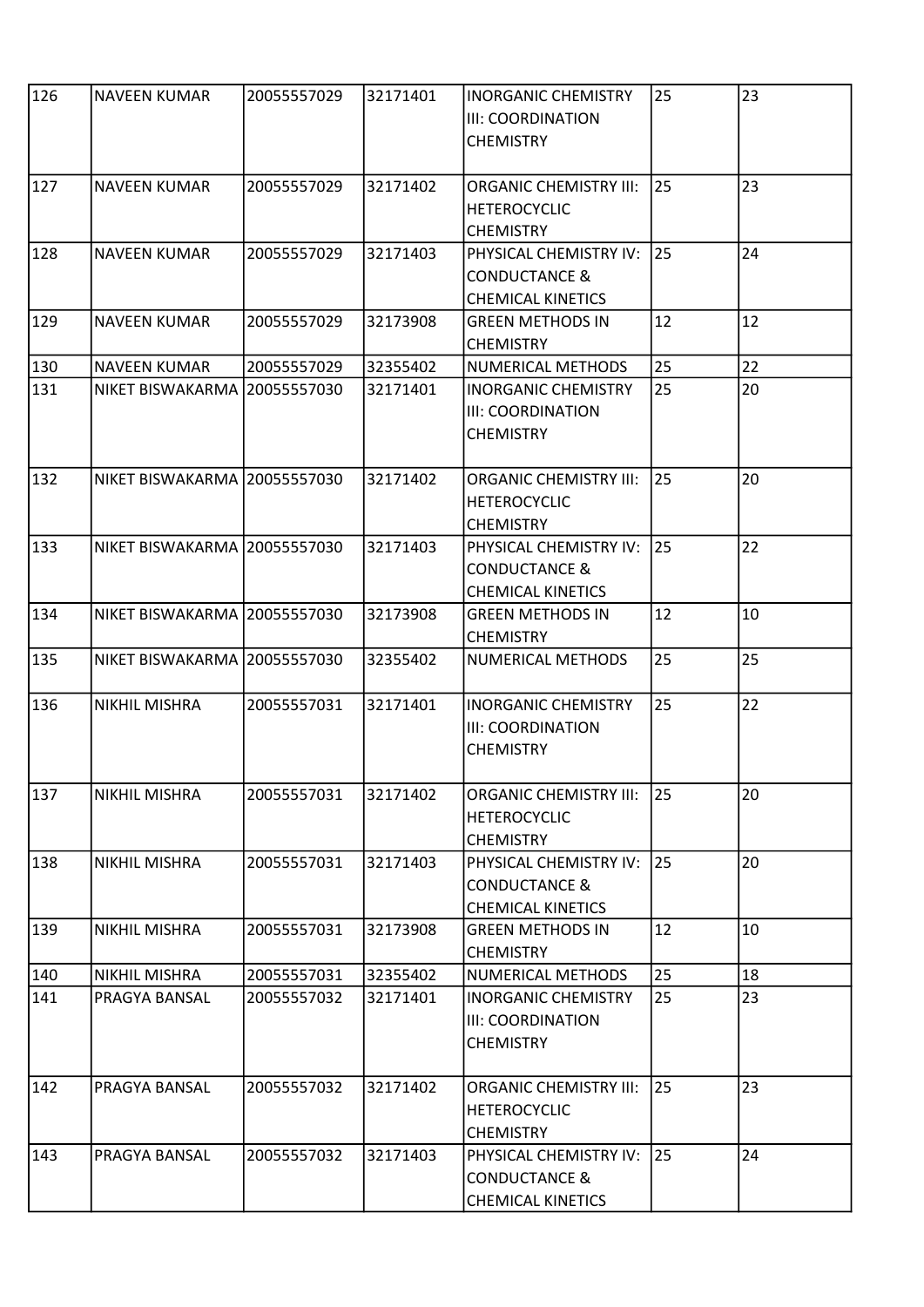| 126 | NAVEEN KUMAR | 20055557029 | 32171401 | INORGANIC CHEMISTRY III: COORDINATION CHEMISTRY | 25 | 23 |
|---|---|---|---|---|---|---|
| 127 | NAVEEN KUMAR | 20055557029 | 32171402 | ORGANIC CHEMISTRY III: HETEROCYCLIC CHEMISTRY | 25 | 23 |
| 128 | NAVEEN KUMAR | 20055557029 | 32171403 | PHYSICAL CHEMISTRY IV: CONDUCTANCE & CHEMICAL KINETICS | 25 | 24 |
| 129 | NAVEEN KUMAR | 20055557029 | 32173908 | GREEN METHODS IN CHEMISTRY | 12 | 12 |
| 130 | NAVEEN KUMAR | 20055557029 | 32355402 | NUMERICAL METHODS | 25 | 22 |
| 131 | NIKET BISWAKARMA | 20055557030 | 32171401 | INORGANIC CHEMISTRY III: COORDINATION CHEMISTRY | 25 | 20 |
| 132 | NIKET BISWAKARMA | 20055557030 | 32171402 | ORGANIC CHEMISTRY III: HETEROCYCLIC CHEMISTRY | 25 | 20 |
| 133 | NIKET BISWAKARMA | 20055557030 | 32171403 | PHYSICAL CHEMISTRY IV: CONDUCTANCE & CHEMICAL KINETICS | 25 | 22 |
| 134 | NIKET BISWAKARMA | 20055557030 | 32173908 | GREEN METHODS IN CHEMISTRY | 12 | 10 |
| 135 | NIKET BISWAKARMA | 20055557030 | 32355402 | NUMERICAL METHODS | 25 | 25 |
| 136 | NIKHIL MISHRA | 20055557031 | 32171401 | INORGANIC CHEMISTRY III: COORDINATION CHEMISTRY | 25 | 22 |
| 137 | NIKHIL MISHRA | 20055557031 | 32171402 | ORGANIC CHEMISTRY III: HETEROCYCLIC CHEMISTRY | 25 | 20 |
| 138 | NIKHIL MISHRA | 20055557031 | 32171403 | PHYSICAL CHEMISTRY IV: CONDUCTANCE & CHEMICAL KINETICS | 25 | 20 |
| 139 | NIKHIL MISHRA | 20055557031 | 32173908 | GREEN METHODS IN CHEMISTRY | 12 | 10 |
| 140 | NIKHIL MISHRA | 20055557031 | 32355402 | NUMERICAL METHODS | 25 | 18 |
| 141 | PRAGYA BANSAL | 20055557032 | 32171401 | INORGANIC CHEMISTRY III: COORDINATION CHEMISTRY | 25 | 23 |
| 142 | PRAGYA BANSAL | 20055557032 | 32171402 | ORGANIC CHEMISTRY III: HETEROCYCLIC CHEMISTRY | 25 | 23 |
| 143 | PRAGYA BANSAL | 20055557032 | 32171403 | PHYSICAL CHEMISTRY IV: CONDUCTANCE & CHEMICAL KINETICS | 25 | 24 |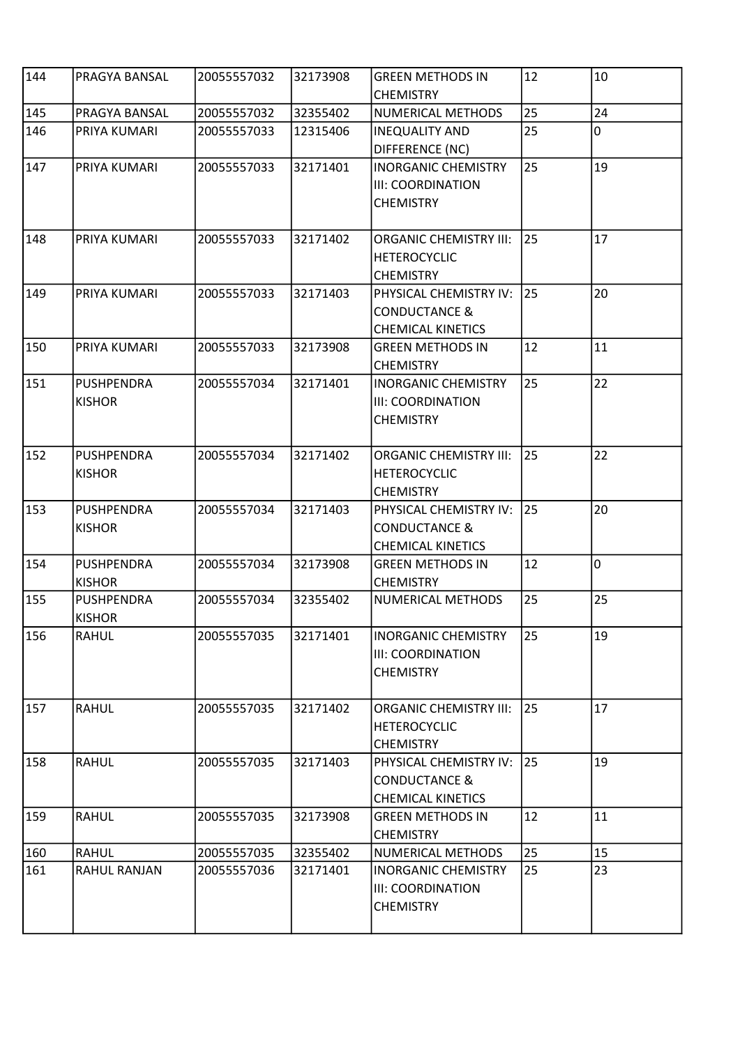| 144 | PRAGYA BANSAL | 20055557032 | 32173908 | GREEN METHODS IN CHEMISTRY | 12 | 10 |
|---|---|---|---|---|---|---|
| 145 | PRAGYA BANSAL | 20055557032 | 32355402 | NUMERICAL METHODS | 25 | 24 |
| 146 | PRIYA KUMARI | 20055557033 | 12315406 | INEQUALITY AND DIFFERENCE (NC) | 25 | 0 |
| 147 | PRIYA KUMARI | 20055557033 | 32171401 | INORGANIC CHEMISTRY III: COORDINATION CHEMISTRY | 25 | 19 |
| 148 | PRIYA KUMARI | 20055557033 | 32171402 | ORGANIC CHEMISTRY III: HETEROCYCLIC CHEMISTRY | 25 | 17 |
| 149 | PRIYA KUMARI | 20055557033 | 32171403 | PHYSICAL CHEMISTRY IV: CONDUCTANCE & CHEMICAL KINETICS | 25 | 20 |
| 150 | PRIYA KUMARI | 20055557033 | 32173908 | GREEN METHODS IN CHEMISTRY | 12 | 11 |
| 151 | PUSHPENDRA KISHOR | 20055557034 | 32171401 | INORGANIC CHEMISTRY III: COORDINATION CHEMISTRY | 25 | 22 |
| 152 | PUSHPENDRA KISHOR | 20055557034 | 32171402 | ORGANIC CHEMISTRY III: HETEROCYCLIC CHEMISTRY | 25 | 22 |
| 153 | PUSHPENDRA KISHOR | 20055557034 | 32171403 | PHYSICAL CHEMISTRY IV: CONDUCTANCE & CHEMICAL KINETICS | 25 | 20 |
| 154 | PUSHPENDRA KISHOR | 20055557034 | 32173908 | GREEN METHODS IN CHEMISTRY | 12 | 0 |
| 155 | PUSHPENDRA KISHOR | 20055557034 | 32355402 | NUMERICAL METHODS | 25 | 25 |
| 156 | RAHUL | 20055557035 | 32171401 | INORGANIC CHEMISTRY III: COORDINATION CHEMISTRY | 25 | 19 |
| 157 | RAHUL | 20055557035 | 32171402 | ORGANIC CHEMISTRY III: HETEROCYCLIC CHEMISTRY | 25 | 17 |
| 158 | RAHUL | 20055557035 | 32171403 | PHYSICAL CHEMISTRY IV: CONDUCTANCE & CHEMICAL KINETICS | 25 | 19 |
| 159 | RAHUL | 20055557035 | 32173908 | GREEN METHODS IN CHEMISTRY | 12 | 11 |
| 160 | RAHUL | 20055557035 | 32355402 | NUMERICAL METHODS | 25 | 15 |
| 161 | RAHUL RANJAN | 20055557036 | 32171401 | INORGANIC CHEMISTRY III: COORDINATION CHEMISTRY | 25 | 23 |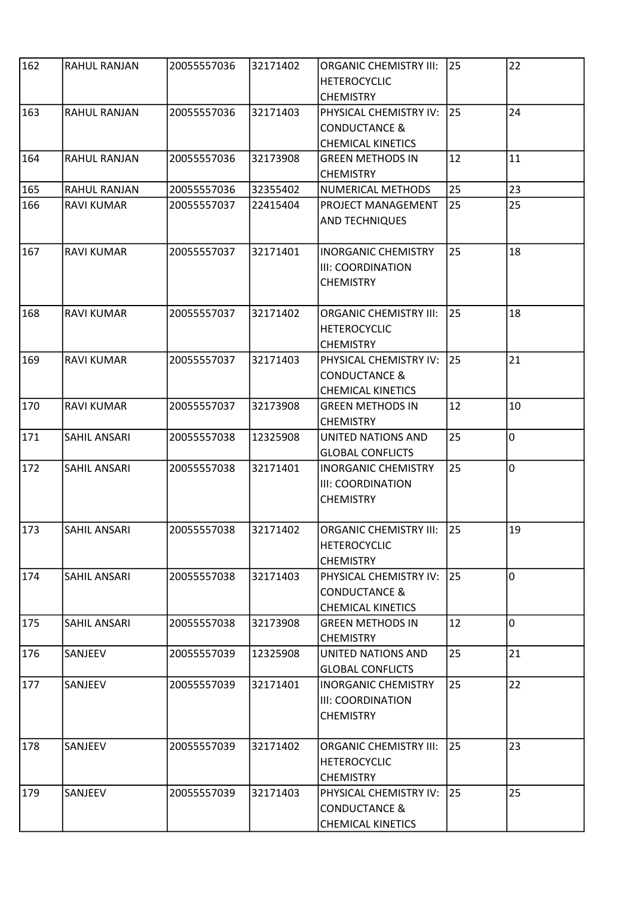| 162 | RAHUL RANJAN | 20055557036 | 32171402 | ORGANIC CHEMISTRY III: HETEROCYCLIC CHEMISTRY | 25 | 22 |
|---|---|---|---|---|---|---|
| 163 | RAHUL RANJAN | 20055557036 | 32171403 | PHYSICAL CHEMISTRY IV: CONDUCTANCE & CHEMICAL KINETICS | 25 | 24 |
| 164 | RAHUL RANJAN | 20055557036 | 32173908 | GREEN METHODS IN CHEMISTRY | 12 | 11 |
| 165 | RAHUL RANJAN | 20055557036 | 32355402 | NUMERICAL METHODS | 25 | 23 |
| 166 | RAVI KUMAR | 20055557037 | 22415404 | PROJECT MANAGEMENT AND TECHNIQUES | 25 | 25 |
| 167 | RAVI KUMAR | 20055557037 | 32171401 | INORGANIC CHEMISTRY III: COORDINATION CHEMISTRY | 25 | 18 |
| 168 | RAVI KUMAR | 20055557037 | 32171402 | ORGANIC CHEMISTRY III: HETEROCYCLIC CHEMISTRY | 25 | 18 |
| 169 | RAVI KUMAR | 20055557037 | 32171403 | PHYSICAL CHEMISTRY IV: CONDUCTANCE & CHEMICAL KINETICS | 25 | 21 |
| 170 | RAVI KUMAR | 20055557037 | 32173908 | GREEN METHODS IN CHEMISTRY | 12 | 10 |
| 171 | SAHIL ANSARI | 20055557038 | 12325908 | UNITED NATIONS AND GLOBAL CONFLICTS | 25 | 0 |
| 172 | SAHIL ANSARI | 20055557038 | 32171401 | INORGANIC CHEMISTRY III: COORDINATION CHEMISTRY | 25 | 0 |
| 173 | SAHIL ANSARI | 20055557038 | 32171402 | ORGANIC CHEMISTRY III: HETEROCYCLIC CHEMISTRY | 25 | 19 |
| 174 | SAHIL ANSARI | 20055557038 | 32171403 | PHYSICAL CHEMISTRY IV: CONDUCTANCE & CHEMICAL KINETICS | 25 | 0 |
| 175 | SAHIL ANSARI | 20055557038 | 32173908 | GREEN METHODS IN CHEMISTRY | 12 | 0 |
| 176 | SANJEEV | 20055557039 | 12325908 | UNITED NATIONS AND GLOBAL CONFLICTS | 25 | 21 |
| 177 | SANJEEV | 20055557039 | 32171401 | INORGANIC CHEMISTRY III: COORDINATION CHEMISTRY | 25 | 22 |
| 178 | SANJEEV | 20055557039 | 32171402 | ORGANIC CHEMISTRY III: HETEROCYCLIC CHEMISTRY | 25 | 23 |
| 179 | SANJEEV | 20055557039 | 32171403 | PHYSICAL CHEMISTRY IV: CONDUCTANCE & CHEMICAL KINETICS | 25 | 25 |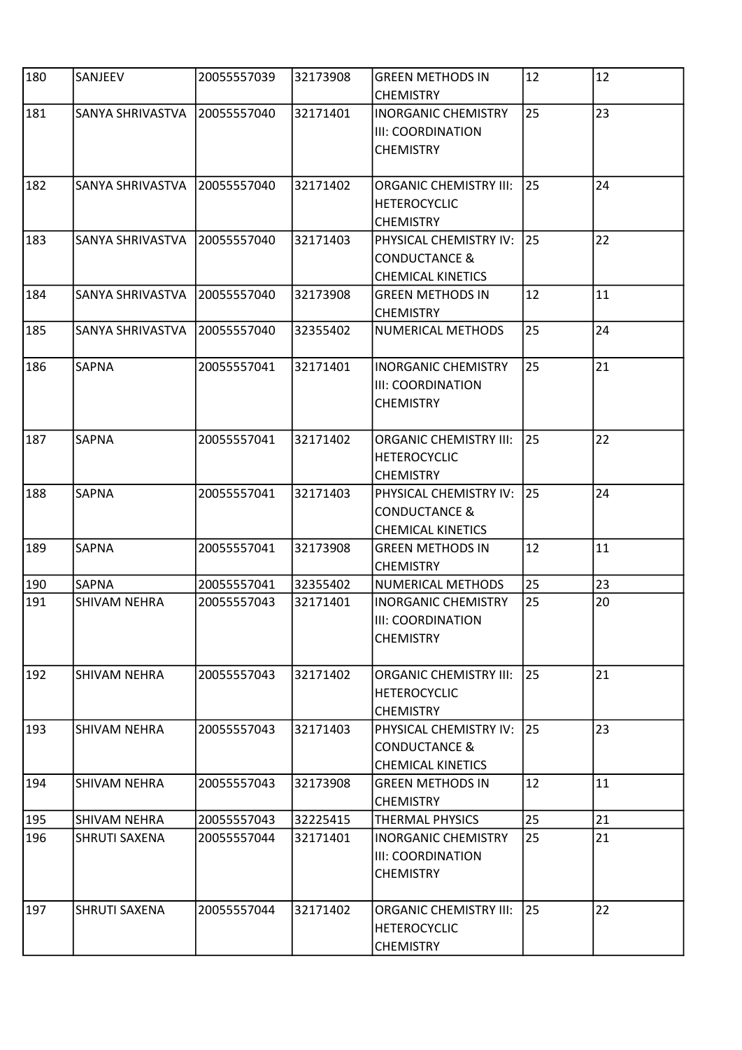| 180 | SANJEEV | 20055557039 | 32173908 | GREEN METHODS IN CHEMISTRY | 12 | 12 |
|---|---|---|---|---|---|---|
| 181 | SANYA SHRIVASTVA | 20055557040 | 32171401 | INORGANIC CHEMISTRY III: COORDINATION CHEMISTRY | 25 | 23 |
| 182 | SANYA SHRIVASTVA | 20055557040 | 32171402 | ORGANIC CHEMISTRY III: HETEROCYCLIC CHEMISTRY | 25 | 24 |
| 183 | SANYA SHRIVASTVA | 20055557040 | 32171403 | PHYSICAL CHEMISTRY IV: CONDUCTANCE & CHEMICAL KINETICS | 25 | 22 |
| 184 | SANYA SHRIVASTVA | 20055557040 | 32173908 | GREEN METHODS IN CHEMISTRY | 12 | 11 |
| 185 | SANYA SHRIVASTVA | 20055557040 | 32355402 | NUMERICAL METHODS | 25 | 24 |
| 186 | SAPNA | 20055557041 | 32171401 | INORGANIC CHEMISTRY III: COORDINATION CHEMISTRY | 25 | 21 |
| 187 | SAPNA | 20055557041 | 32171402 | ORGANIC CHEMISTRY III: HETEROCYCLIC CHEMISTRY | 25 | 22 |
| 188 | SAPNA | 20055557041 | 32171403 | PHYSICAL CHEMISTRY IV: CONDUCTANCE & CHEMICAL KINETICS | 25 | 24 |
| 189 | SAPNA | 20055557041 | 32173908 | GREEN METHODS IN CHEMISTRY | 12 | 11 |
| 190 | SAPNA | 20055557041 | 32355402 | NUMERICAL METHODS | 25 | 23 |
| 191 | SHIVAM NEHRA | 20055557043 | 32171401 | INORGANIC CHEMISTRY III: COORDINATION CHEMISTRY | 25 | 20 |
| 192 | SHIVAM NEHRA | 20055557043 | 32171402 | ORGANIC CHEMISTRY III: HETEROCYCLIC CHEMISTRY | 25 | 21 |
| 193 | SHIVAM NEHRA | 20055557043 | 32171403 | PHYSICAL CHEMISTRY IV: CONDUCTANCE & CHEMICAL KINETICS | 25 | 23 |
| 194 | SHIVAM NEHRA | 20055557043 | 32173908 | GREEN METHODS IN CHEMISTRY | 12 | 11 |
| 195 | SHIVAM NEHRA | 20055557043 | 32225415 | THERMAL PHYSICS | 25 | 21 |
| 196 | SHRUTI SAXENA | 20055557044 | 32171401 | INORGANIC CHEMISTRY III: COORDINATION CHEMISTRY | 25 | 21 |
| 197 | SHRUTI SAXENA | 20055557044 | 32171402 | ORGANIC CHEMISTRY III: HETEROCYCLIC CHEMISTRY | 25 | 22 |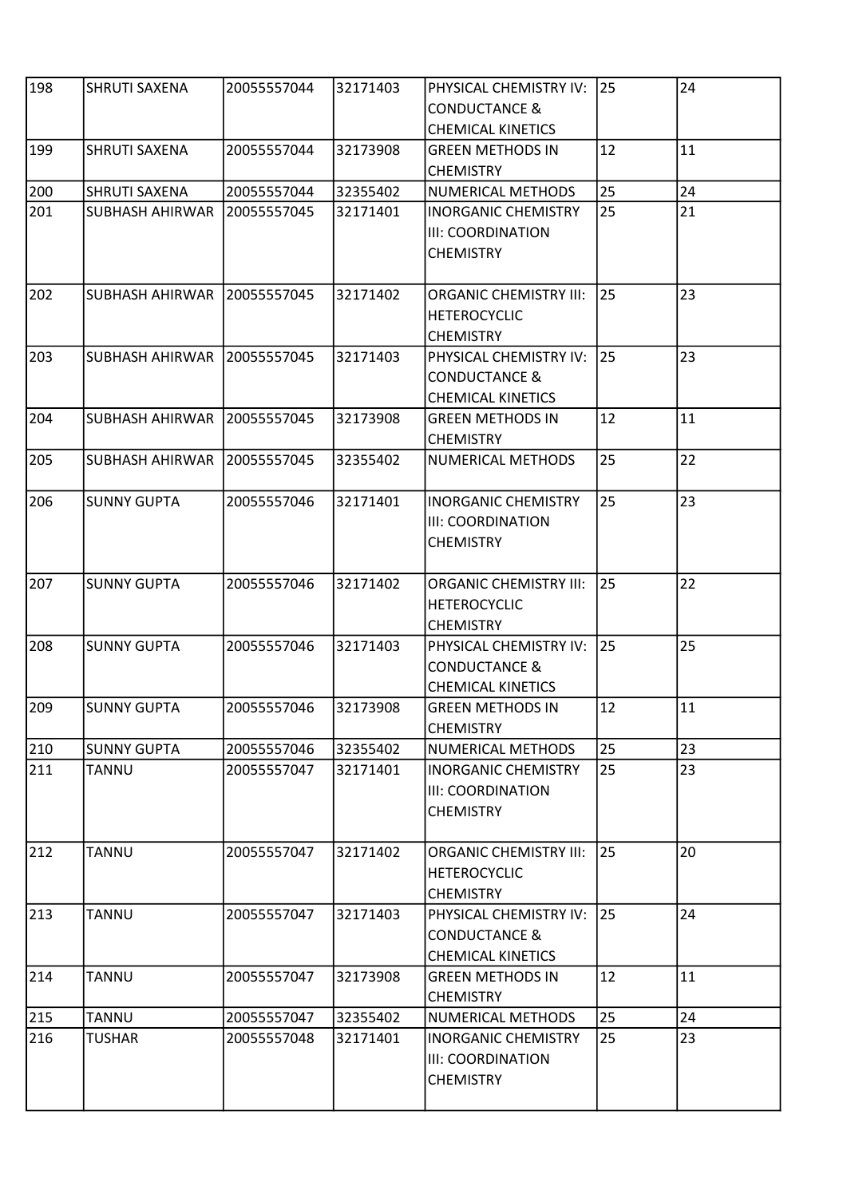| 198 | SHRUTI SAXENA | 20055557044 | 32171403 | PHYSICAL CHEMISTRY IV: CONDUCTANCE & CHEMICAL KINETICS | 25 | 24 |
|---|---|---|---|---|---|---|
| 199 | SHRUTI SAXENA | 20055557044 | 32173908 | GREEN METHODS IN CHEMISTRY | 12 | 11 |
| 200 | SHRUTI SAXENA | 20055557044 | 32355402 | NUMERICAL METHODS | 25 | 24 |
| 201 | SUBHASH AHIRWAR | 20055557045 | 32171401 | INORGANIC CHEMISTRY III: COORDINATION CHEMISTRY | 25 | 21 |
| 202 | SUBHASH AHIRWAR | 20055557045 | 32171402 | ORGANIC CHEMISTRY III: HETEROCYCLIC CHEMISTRY | 25 | 23 |
| 203 | SUBHASH AHIRWAR | 20055557045 | 32171403 | PHYSICAL CHEMISTRY IV: CONDUCTANCE & CHEMICAL KINETICS | 25 | 23 |
| 204 | SUBHASH AHIRWAR | 20055557045 | 32173908 | GREEN METHODS IN CHEMISTRY | 12 | 11 |
| 205 | SUBHASH AHIRWAR | 20055557045 | 32355402 | NUMERICAL METHODS | 25 | 22 |
| 206 | SUNNY GUPTA | 20055557046 | 32171401 | INORGANIC CHEMISTRY III: COORDINATION CHEMISTRY | 25 | 23 |
| 207 | SUNNY GUPTA | 20055557046 | 32171402 | ORGANIC CHEMISTRY III: HETEROCYCLIC CHEMISTRY | 25 | 22 |
| 208 | SUNNY GUPTA | 20055557046 | 32171403 | PHYSICAL CHEMISTRY IV: CONDUCTANCE & CHEMICAL KINETICS | 25 | 25 |
| 209 | SUNNY GUPTA | 20055557046 | 32173908 | GREEN METHODS IN CHEMISTRY | 12 | 11 |
| 210 | SUNNY GUPTA | 20055557046 | 32355402 | NUMERICAL METHODS | 25 | 23 |
| 211 | TANNU | 20055557047 | 32171401 | INORGANIC CHEMISTRY III: COORDINATION CHEMISTRY | 25 | 23 |
| 212 | TANNU | 20055557047 | 32171402 | ORGANIC CHEMISTRY III: HETEROCYCLIC CHEMISTRY | 25 | 20 |
| 213 | TANNU | 20055557047 | 32171403 | PHYSICAL CHEMISTRY IV: CONDUCTANCE & CHEMICAL KINETICS | 25 | 24 |
| 214 | TANNU | 20055557047 | 32173908 | GREEN METHODS IN CHEMISTRY | 12 | 11 |
| 215 | TANNU | 20055557047 | 32355402 | NUMERICAL METHODS | 25 | 24 |
| 216 | TUSHAR | 20055557048 | 32171401 | INORGANIC CHEMISTRY III: COORDINATION CHEMISTRY | 25 | 23 |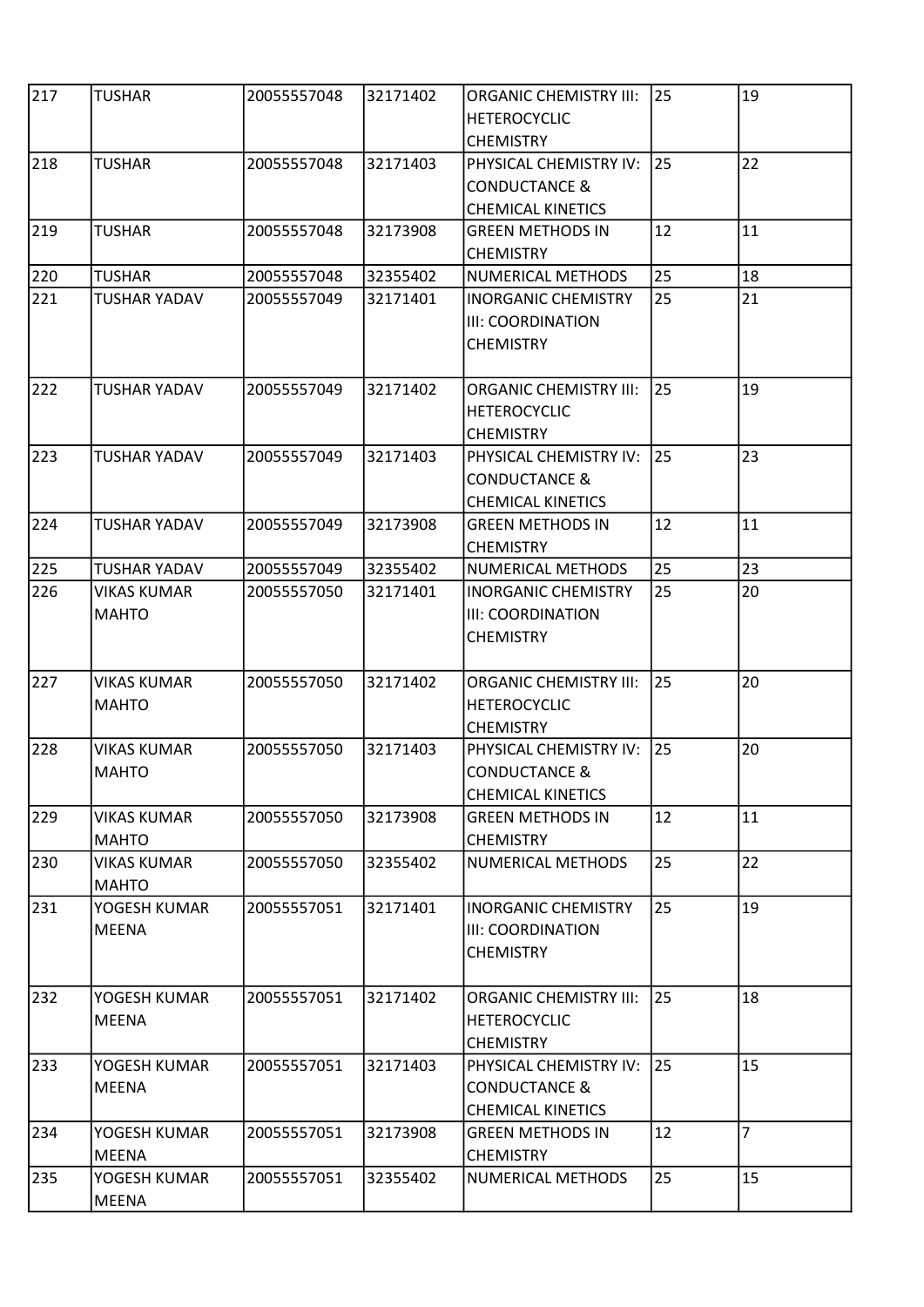| 217 | TUSHAR | 20055557048 | 32171402 | ORGANIC CHEMISTRY III: HETEROCYCLIC CHEMISTRY | 25 | 19 |
|---|---|---|---|---|---|---|
| 218 | TUSHAR | 20055557048 | 32171403 | PHYSICAL CHEMISTRY IV: CONDUCTANCE & CHEMICAL KINETICS | 25 | 22 |
| 219 | TUSHAR | 20055557048 | 32173908 | GREEN METHODS IN CHEMISTRY | 12 | 11 |
| 220 | TUSHAR | 20055557048 | 32355402 | NUMERICAL METHODS | 25 | 18 |
| 221 | TUSHAR YADAV | 20055557049 | 32171401 | INORGANIC CHEMISTRY III: COORDINATION CHEMISTRY | 25 | 21 |
| 222 | TUSHAR YADAV | 20055557049 | 32171402 | ORGANIC CHEMISTRY III: HETEROCYCLIC CHEMISTRY | 25 | 19 |
| 223 | TUSHAR YADAV | 20055557049 | 32171403 | PHYSICAL CHEMISTRY IV: CONDUCTANCE & CHEMICAL KINETICS | 25 | 23 |
| 224 | TUSHAR YADAV | 20055557049 | 32173908 | GREEN METHODS IN CHEMISTRY | 12 | 11 |
| 225 | TUSHAR YADAV | 20055557049 | 32355402 | NUMERICAL METHODS | 25 | 23 |
| 226 | VIKAS KUMAR MAHTO | 20055557050 | 32171401 | INORGANIC CHEMISTRY III: COORDINATION CHEMISTRY | 25 | 20 |
| 227 | VIKAS KUMAR MAHTO | 20055557050 | 32171402 | ORGANIC CHEMISTRY III: HETEROCYCLIC CHEMISTRY | 25 | 20 |
| 228 | VIKAS KUMAR MAHTO | 20055557050 | 32171403 | PHYSICAL CHEMISTRY IV: CONDUCTANCE & CHEMICAL KINETICS | 25 | 20 |
| 229 | VIKAS KUMAR MAHTO | 20055557050 | 32173908 | GREEN METHODS IN CHEMISTRY | 12 | 11 |
| 230 | VIKAS KUMAR MAHTO | 20055557050 | 32355402 | NUMERICAL METHODS | 25 | 22 |
| 231 | YOGESH KUMAR MEENA | 20055557051 | 32171401 | INORGANIC CHEMISTRY III: COORDINATION CHEMISTRY | 25 | 19 |
| 232 | YOGESH KUMAR MEENA | 20055557051 | 32171402 | ORGANIC CHEMISTRY III: HETEROCYCLIC CHEMISTRY | 25 | 18 |
| 233 | YOGESH KUMAR MEENA | 20055557051 | 32171403 | PHYSICAL CHEMISTRY IV: CONDUCTANCE & CHEMICAL KINETICS | 25 | 15 |
| 234 | YOGESH KUMAR MEENA | 20055557051 | 32173908 | GREEN METHODS IN CHEMISTRY | 12 | 7 |
| 235 | YOGESH KUMAR MEENA | 20055557051 | 32355402 | NUMERICAL METHODS | 25 | 15 |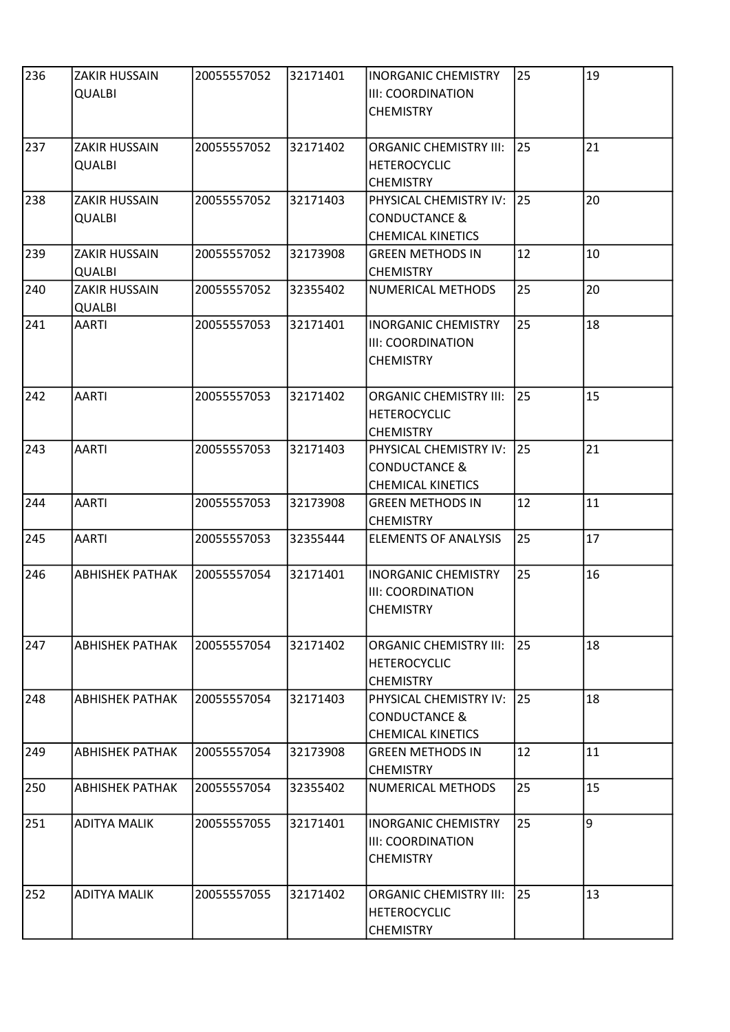| 236 | ZAKIR HUSSAIN QUALBI | 20055557052 | 32171401 | INORGANIC CHEMISTRY III: COORDINATION CHEMISTRY | 25 | 19 |
|---|---|---|---|---|---|---|
| 237 | ZAKIR HUSSAIN QUALBI | 20055557052 | 32171402 | ORGANIC CHEMISTRY III: HETEROCYCLIC CHEMISTRY | 25 | 21 |
| 238 | ZAKIR HUSSAIN QUALBI | 20055557052 | 32171403 | PHYSICAL CHEMISTRY IV: CONDUCTANCE & CHEMICAL KINETICS | 25 | 20 |
| 239 | ZAKIR HUSSAIN QUALBI | 20055557052 | 32173908 | GREEN METHODS IN CHEMISTRY | 12 | 10 |
| 240 | ZAKIR HUSSAIN QUALBI | 20055557052 | 32355402 | NUMERICAL METHODS | 25 | 20 |
| 241 | AARTI | 20055557053 | 32171401 | INORGANIC CHEMISTRY III: COORDINATION CHEMISTRY | 25 | 18 |
| 242 | AARTI | 20055557053 | 32171402 | ORGANIC CHEMISTRY III: HETEROCYCLIC CHEMISTRY | 25 | 15 |
| 243 | AARTI | 20055557053 | 32171403 | PHYSICAL CHEMISTRY IV: CONDUCTANCE & CHEMICAL KINETICS | 25 | 21 |
| 244 | AARTI | 20055557053 | 32173908 | GREEN METHODS IN CHEMISTRY | 12 | 11 |
| 245 | AARTI | 20055557053 | 32355444 | ELEMENTS OF ANALYSIS | 25 | 17 |
| 246 | ABHISHEK PATHAK | 20055557054 | 32171401 | INORGANIC CHEMISTRY III: COORDINATION CHEMISTRY | 25 | 16 |
| 247 | ABHISHEK PATHAK | 20055557054 | 32171402 | ORGANIC CHEMISTRY III: HETEROCYCLIC CHEMISTRY | 25 | 18 |
| 248 | ABHISHEK PATHAK | 20055557054 | 32171403 | PHYSICAL CHEMISTRY IV: CONDUCTANCE & CHEMICAL KINETICS | 25 | 18 |
| 249 | ABHISHEK PATHAK | 20055557054 | 32173908 | GREEN METHODS IN CHEMISTRY | 12 | 11 |
| 250 | ABHISHEK PATHAK | 20055557054 | 32355402 | NUMERICAL METHODS | 25 | 15 |
| 251 | ADITYA MALIK | 20055557055 | 32171401 | INORGANIC CHEMISTRY III: COORDINATION CHEMISTRY | 25 | 9 |
| 252 | ADITYA MALIK | 20055557055 | 32171402 | ORGANIC CHEMISTRY III: HETEROCYCLIC CHEMISTRY | 25 | 13 |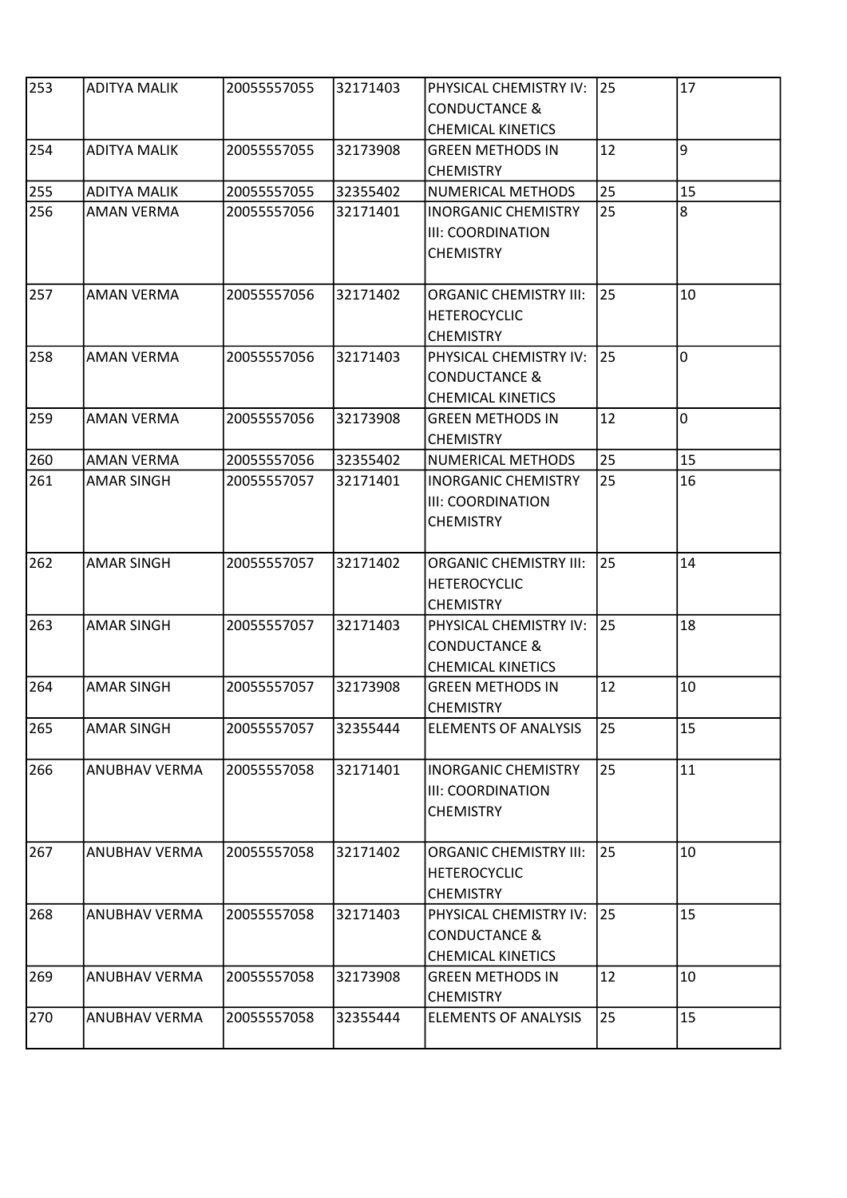| 253 | ADITYA MALIK | 20055557055 | 32171403 | PHYSICAL CHEMISTRY IV: CONDUCTANCE & CHEMICAL KINETICS | 25 | 17 |
|---|---|---|---|---|---|---|
| 254 | ADITYA MALIK | 20055557055 | 32173908 | GREEN METHODS IN CHEMISTRY | 12 | 9 |
| 255 | ADITYA MALIK | 20055557055 | 32355402 | NUMERICAL METHODS | 25 | 15 |
| 256 | AMAN VERMA | 20055557056 | 32171401 | INORGANIC CHEMISTRY III: COORDINATION CHEMISTRY | 25 | 8 |
| 257 | AMAN VERMA | 20055557056 | 32171402 | ORGANIC CHEMISTRY III: HETEROCYCLIC CHEMISTRY | 25 | 10 |
| 258 | AMAN VERMA | 20055557056 | 32171403 | PHYSICAL CHEMISTRY IV: CONDUCTANCE & CHEMICAL KINETICS | 25 | 0 |
| 259 | AMAN VERMA | 20055557056 | 32173908 | GREEN METHODS IN CHEMISTRY | 12 | 0 |
| 260 | AMAN VERMA | 20055557056 | 32355402 | NUMERICAL METHODS | 25 | 15 |
| 261 | AMAR SINGH | 20055557057 | 32171401 | INORGANIC CHEMISTRY III: COORDINATION CHEMISTRY | 25 | 16 |
| 262 | AMAR SINGH | 20055557057 | 32171402 | ORGANIC CHEMISTRY III: HETEROCYCLIC CHEMISTRY | 25 | 14 |
| 263 | AMAR SINGH | 20055557057 | 32171403 | PHYSICAL CHEMISTRY IV: CONDUCTANCE & CHEMICAL KINETICS | 25 | 18 |
| 264 | AMAR SINGH | 20055557057 | 32173908 | GREEN METHODS IN CHEMISTRY | 12 | 10 |
| 265 | AMAR SINGH | 20055557057 | 32355444 | ELEMENTS OF ANALYSIS | 25 | 15 |
| 266 | ANUBHAV VERMA | 20055557058 | 32171401 | INORGANIC CHEMISTRY III: COORDINATION CHEMISTRY | 25 | 11 |
| 267 | ANUBHAV VERMA | 20055557058 | 32171402 | ORGANIC CHEMISTRY III: HETEROCYCLIC CHEMISTRY | 25 | 10 |
| 268 | ANUBHAV VERMA | 20055557058 | 32171403 | PHYSICAL CHEMISTRY IV: CONDUCTANCE & CHEMICAL KINETICS | 25 | 15 |
| 269 | ANUBHAV VERMA | 20055557058 | 32173908 | GREEN METHODS IN CHEMISTRY | 12 | 10 |
| 270 | ANUBHAV VERMA | 20055557058 | 32355444 | ELEMENTS OF ANALYSIS | 25 | 15 |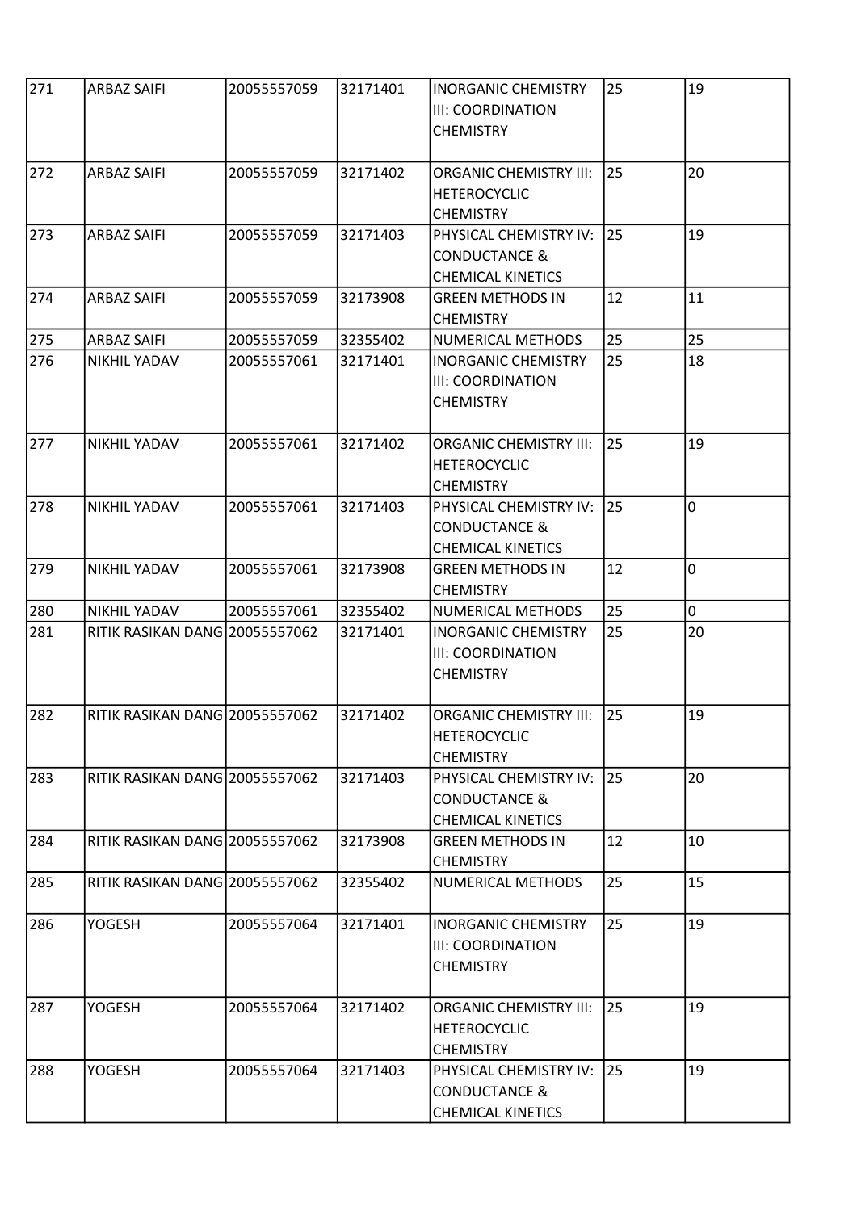| 271 | ARBAZ SAIFI | 20055557059 | 32171401 | INORGANIC CHEMISTRY III: COORDINATION CHEMISTRY | 25 | 19 |
|---|---|---|---|---|---|---|
| 272 | ARBAZ SAIFI | 20055557059 | 32171402 | ORGANIC CHEMISTRY III: HETEROCYCLIC CHEMISTRY | 25 | 20 |
| 273 | ARBAZ SAIFI | 20055557059 | 32171403 | PHYSICAL CHEMISTRY IV: CONDUCTANCE & CHEMICAL KINETICS | 25 | 19 |
| 274 | ARBAZ SAIFI | 20055557059 | 32173908 | GREEN METHODS IN CHEMISTRY | 12 | 11 |
| 275 | ARBAZ SAIFI | 20055557059 | 32355402 | NUMERICAL METHODS | 25 | 25 |
| 276 | NIKHIL YADAV | 20055557061 | 32171401 | INORGANIC CHEMISTRY III: COORDINATION CHEMISTRY | 25 | 18 |
| 277 | NIKHIL YADAV | 20055557061 | 32171402 | ORGANIC CHEMISTRY III: HETEROCYCLIC CHEMISTRY | 25 | 19 |
| 278 | NIKHIL YADAV | 20055557061 | 32171403 | PHYSICAL CHEMISTRY IV: CONDUCTANCE & CHEMICAL KINETICS | 25 | 0 |
| 279 | NIKHIL YADAV | 20055557061 | 32173908 | GREEN METHODS IN CHEMISTRY | 12 | 0 |
| 280 | NIKHIL YADAV | 20055557061 | 32355402 | NUMERICAL METHODS | 25 | 0 |
| 281 | RITIK RASIKAN DANG | 20055557062 | 32171401 | INORGANIC CHEMISTRY III: COORDINATION CHEMISTRY | 25 | 20 |
| 282 | RITIK RASIKAN DANG | 20055557062 | 32171402 | ORGANIC CHEMISTRY III: HETEROCYCLIC CHEMISTRY | 25 | 19 |
| 283 | RITIK RASIKAN DANG | 20055557062 | 32171403 | PHYSICAL CHEMISTRY IV: CONDUCTANCE & CHEMICAL KINETICS | 25 | 20 |
| 284 | RITIK RASIKAN DANG | 20055557062 | 32173908 | GREEN METHODS IN CHEMISTRY | 12 | 10 |
| 285 | RITIK RASIKAN DANG | 20055557062 | 32355402 | NUMERICAL METHODS | 25 | 15 |
| 286 | YOGESH | 20055557064 | 32171401 | INORGANIC CHEMISTRY III: COORDINATION CHEMISTRY | 25 | 19 |
| 287 | YOGESH | 20055557064 | 32171402 | ORGANIC CHEMISTRY III: HETEROCYCLIC CHEMISTRY | 25 | 19 |
| 288 | YOGESH | 20055557064 | 32171403 | PHYSICAL CHEMISTRY IV: CONDUCTANCE & CHEMICAL KINETICS | 25 | 19 |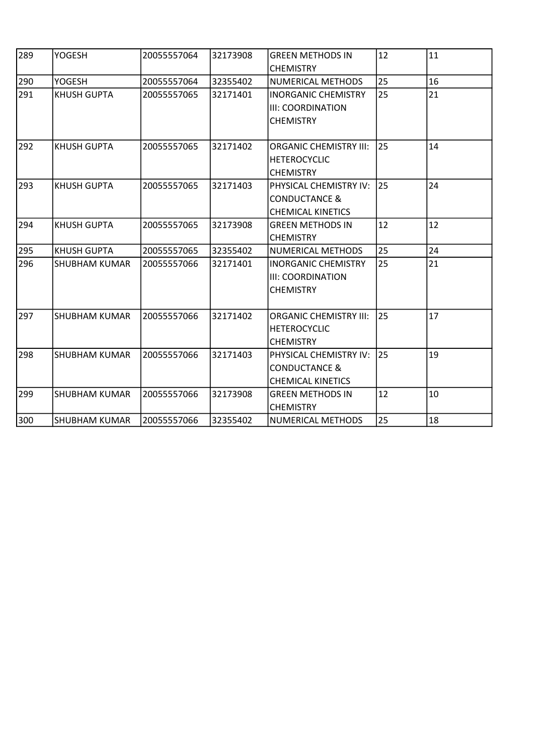| | | | | | | |
|---|---|---|---|---|---|---|
| 289 | YOGESH | 20055557064 | 32173908 | GREEN METHODS IN CHEMISTRY | 12 | 11 |
| 290 | YOGESH | 20055557064 | 32355402 | NUMERICAL METHODS | 25 | 16 |
| 291 | KHUSH GUPTA | 20055557065 | 32171401 | INORGANIC CHEMISTRY III: COORDINATION CHEMISTRY | 25 | 21 |
| 292 | KHUSH GUPTA | 20055557065 | 32171402 | ORGANIC CHEMISTRY III: HETEROCYCLIC CHEMISTRY | 25 | 14 |
| 293 | KHUSH GUPTA | 20055557065 | 32171403 | PHYSICAL CHEMISTRY IV: CONDUCTANCE & CHEMICAL KINETICS | 25 | 24 |
| 294 | KHUSH GUPTA | 20055557065 | 32173908 | GREEN METHODS IN CHEMISTRY | 12 | 12 |
| 295 | KHUSH GUPTA | 20055557065 | 32355402 | NUMERICAL METHODS | 25 | 24 |
| 296 | SHUBHAM KUMAR | 20055557066 | 32171401 | INORGANIC CHEMISTRY III: COORDINATION CHEMISTRY | 25 | 21 |
| 297 | SHUBHAM KUMAR | 20055557066 | 32171402 | ORGANIC CHEMISTRY III: HETEROCYCLIC CHEMISTRY | 25 | 17 |
| 298 | SHUBHAM KUMAR | 20055557066 | 32171403 | PHYSICAL CHEMISTRY IV: CONDUCTANCE & CHEMICAL KINETICS | 25 | 19 |
| 299 | SHUBHAM KUMAR | 20055557066 | 32173908 | GREEN METHODS IN CHEMISTRY | 12 | 10 |
| 300 | SHUBHAM KUMAR | 20055557066 | 32355402 | NUMERICAL METHODS | 25 | 18 |